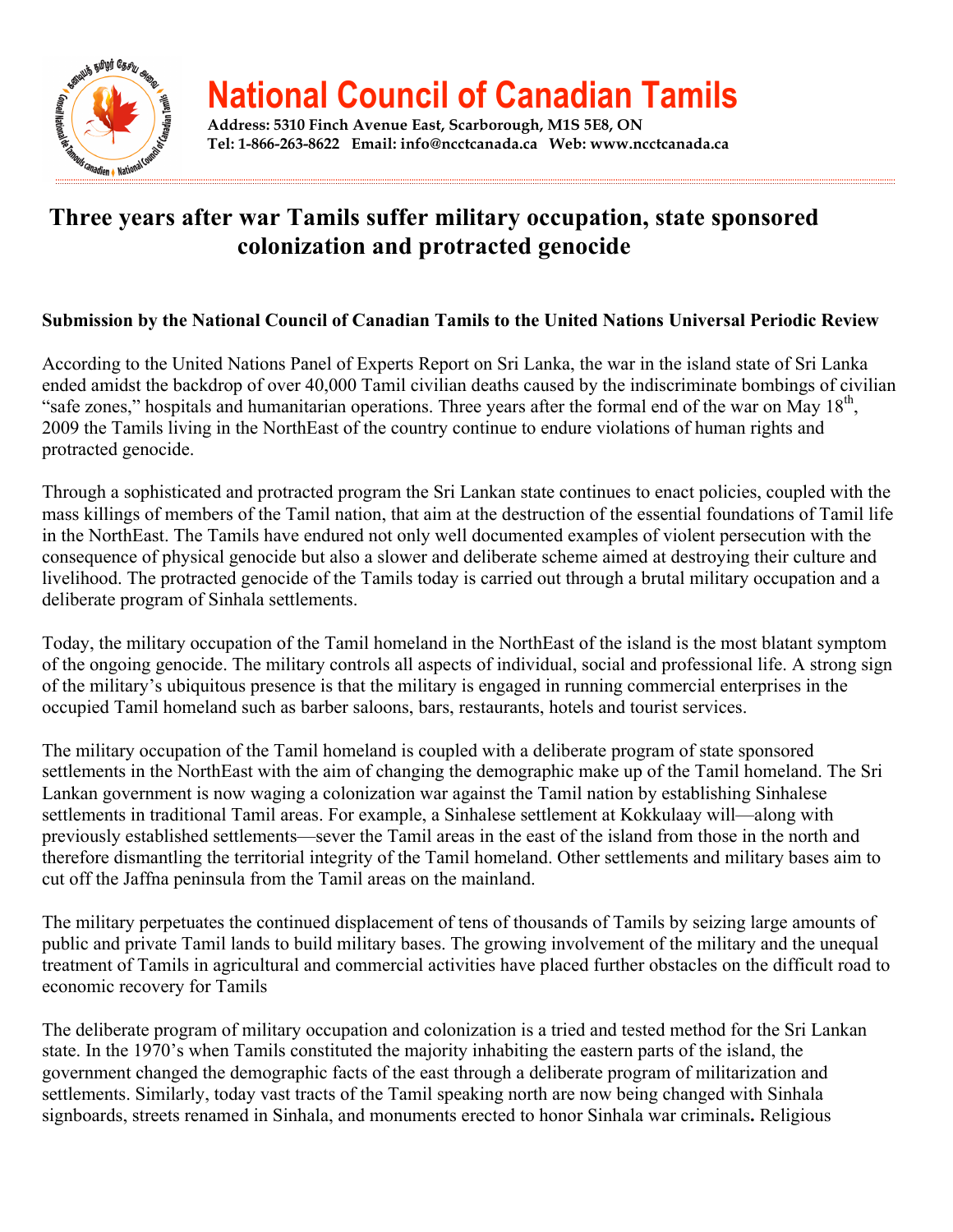# National Council of Canadian Tamils

**Address: 5310 Finch Avenue East, Scarborough, M1S 5E8, ON**
**Tel: 1-866-263-8622 Email: info@ncctcanada.ca Web: www.ncctcanada.ca**

## Three years after war Tamils suffer military occupation, state sponsored colonization and protracted genocide

**Submission by the National Council of Canadian Tamils to the United Nations Universal Periodic Review**

According to the United Nations Panel of Experts Report on Sri Lanka, the war in the island state of Sri Lanka ended amidst the backdrop of over 40,000 Tamil civilian deaths caused by the indiscriminate bombings of civilian "safe zones," hospitals and humanitarian operations. Three years after the formal end of the war on May 18th, 2009 the Tamils living in the NorthEast of the country continue to endure violations of human rights and protracted genocide.

Through a sophisticated and protracted program the Sri Lankan state continues to enact policies, coupled with the mass killings of members of the Tamil nation, that aim at the destruction of the essential foundations of Tamil life in the NorthEast. The Tamils have endured not only well documented examples of violent persecution with the consequence of physical genocide but also a slower and deliberate scheme aimed at destroying their culture and livelihood. The protracted genocide of the Tamils today is carried out through a brutal military occupation and a deliberate program of Sinhala settlements.

Today, the military occupation of the Tamil homeland in the NorthEast of the island is the most blatant symptom of the ongoing genocide. The military controls all aspects of individual, social and professional life. A strong sign of the military's ubiquitous presence is that the military is engaged in running commercial enterprises in the occupied Tamil homeland such as barber saloons, bars, restaurants, hotels and tourist services.

The military occupation of the Tamil homeland is coupled with a deliberate program of state sponsored settlements in the NorthEast with the aim of changing the demographic make up of the Tamil homeland. The Sri Lankan government is now waging a colonization war against the Tamil nation by establishing Sinhalese settlements in traditional Tamil areas. For example, a Sinhalese settlement at Kokkulaay will—along with previously established settlements—sever the Tamil areas in the east of the island from those in the north and therefore dismantling the territorial integrity of the Tamil homeland. Other settlements and military bases aim to cut off the Jaffna peninsula from the Tamil areas on the mainland.

The military perpetuates the continued displacement of tens of thousands of Tamils by seizing large amounts of public and private Tamil lands to build military bases. The growing involvement of the military and the unequal treatment of Tamils in agricultural and commercial activities have placed further obstacles on the difficult road to economic recovery for Tamils

The deliberate program of military occupation and colonization is a tried and tested method for the Sri Lankan state. In the 1970's when Tamils constituted the majority inhabiting the eastern parts of the island, the government changed the demographic facts of the east through a deliberate program of militarization and settlements. Similarly, today vast tracts of the Tamil speaking north are now being changed with Sinhala signboards, streets renamed in Sinhala, and monuments erected to honor Sinhala war criminals**.** Religious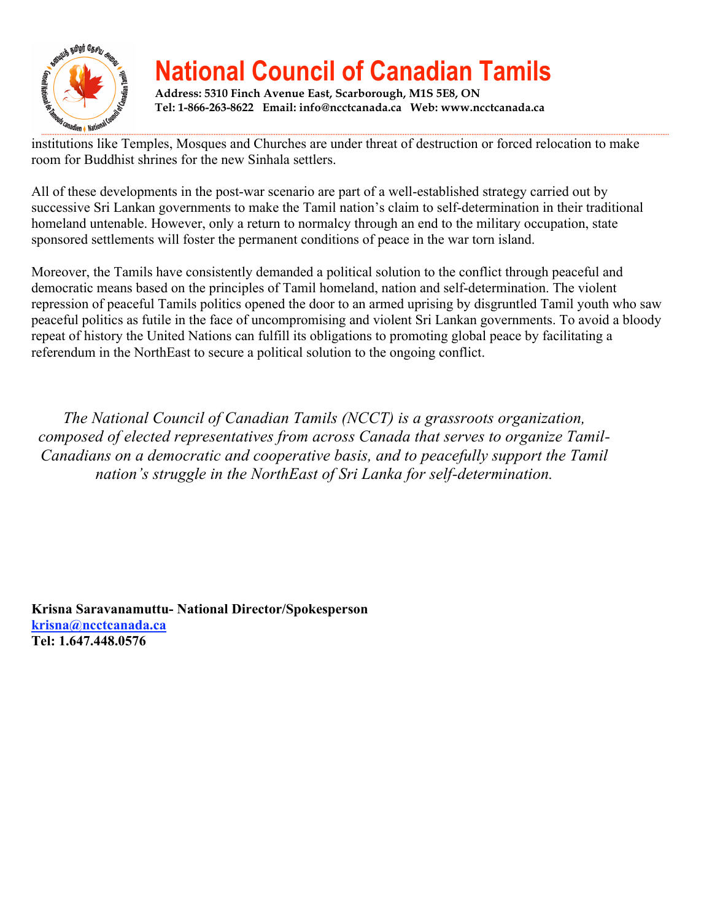institutions like Temples, Mosques and Churches are under threat of destruction or forced relocation to make room for Buddhist shrines for the new Sinhala settlers.

All of these developments in the post-war scenario are part of a well-established strategy carried out by successive Sri Lankan governments to make the Tamil nation's claim to self-determination in their traditional homeland untenable. However, only a return to normalcy through an end to the military occupation, state sponsored settlements will foster the permanent conditions of peace in the war torn island.

Moreover, the Tamils have consistently demanded a political solution to the conflict through peaceful and democratic means based on the principles of Tamil homeland, nation and self-determination. The violent repression of peaceful Tamils politics opened the door to an armed uprising by disgruntled Tamil youth who saw peaceful politics as futile in the face of uncompromising and violent Sri Lankan governments. To avoid a bloody repeat of history the United Nations can fulfill its obligations to promoting global peace by facilitating a referendum in the NorthEast to secure a political solution to the ongoing conflict.

*The National Council of Canadian Tamils (NCCT) is a grassroots organization, composed of elected representatives from across Canada that serves to organize Tamil-Canadians on a democratic and cooperative basis, and to peacefully support the Tamil nation's struggle in the NorthEast of Sri Lanka for self-determination.*

**Krisna Saravanamuttu- National Director/Spokesperson**
krisna@ncctcanada.ca
**Tel: 1.647.448.0576**